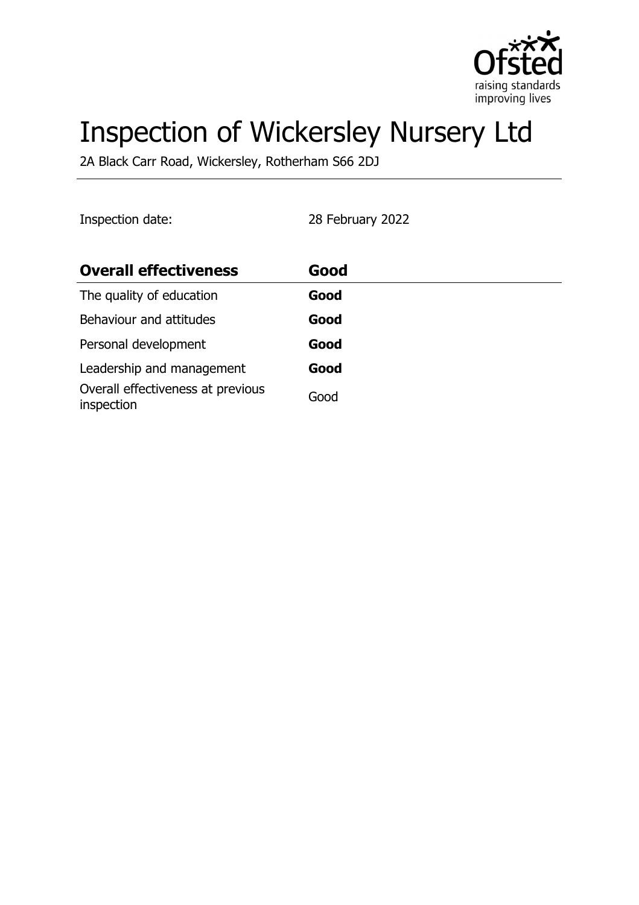# Inspection of Wickersley Nursery Ltd

2A Black Carr Road, Wickersley, Rotherham S66 2DJ

Inspection date: 28 February 2022

| **Overall effectiveness** | **Good** |
| --- | --- |
| The quality of education | **Good** |
| Behaviour and attitudes | **Good** |
| Personal development | **Good** |
| Leadership and management | **Good** |
| Overall effectiveness at previous inspection | Good |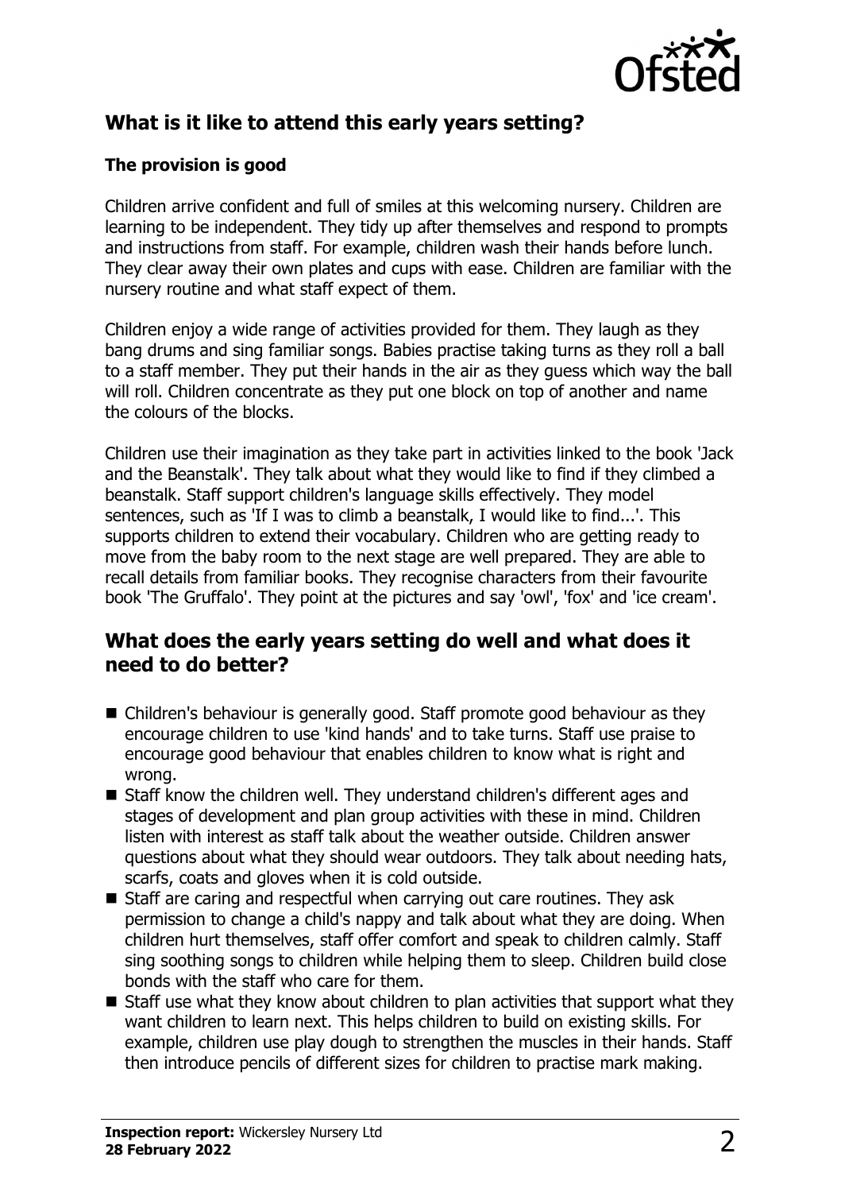## What is it like to attend this early years setting?

### The provision is good

Children arrive confident and full of smiles at this welcoming nursery. Children are learning to be independent. They tidy up after themselves and respond to prompts and instructions from staff. For example, children wash their hands before lunch. They clear away their own plates and cups with ease. Children are familiar with the nursery routine and what staff expect of them.

Children enjoy a wide range of activities provided for them. They laugh as they bang drums and sing familiar songs. Babies practise taking turns as they roll a ball to a staff member. They put their hands in the air as they guess which way the ball will roll. Children concentrate as they put one block on top of another and name the colours of the blocks.

Children use their imagination as they take part in activities linked to the book 'Jack and the Beanstalk'. They talk about what they would like to find if they climbed a beanstalk. Staff support children's language skills effectively. They model sentences, such as 'If I was to climb a beanstalk, I would like to find...'. This supports children to extend their vocabulary. Children who are getting ready to move from the baby room to the next stage are well prepared. They are able to recall details from familiar books. They recognise characters from their favourite book 'The Gruffalo'. They point at the pictures and say 'owl', 'fox' and 'ice cream'.

## What does the early years setting do well and what does it need to do better?

- Children's behaviour is generally good. Staff promote good behaviour as they encourage children to use 'kind hands' and to take turns. Staff use praise to encourage good behaviour that enables children to know what is right and wrong.
- Staff know the children well. They understand children's different ages and stages of development and plan group activities with these in mind. Children listen with interest as staff talk about the weather outside. Children answer questions about what they should wear outdoors. They talk about needing hats, scarfs, coats and gloves when it is cold outside.
- Staff are caring and respectful when carrying out care routines. They ask permission to change a child's nappy and talk about what they are doing. When children hurt themselves, staff offer comfort and speak to children calmly. Staff sing soothing songs to children while helping them to sleep. Children build close bonds with the staff who care for them.
- Staff use what they know about children to plan activities that support what they want children to learn next. This helps children to build on existing skills. For example, children use play dough to strengthen the muscles in their hands. Staff then introduce pencils of different sizes for children to practise mark making.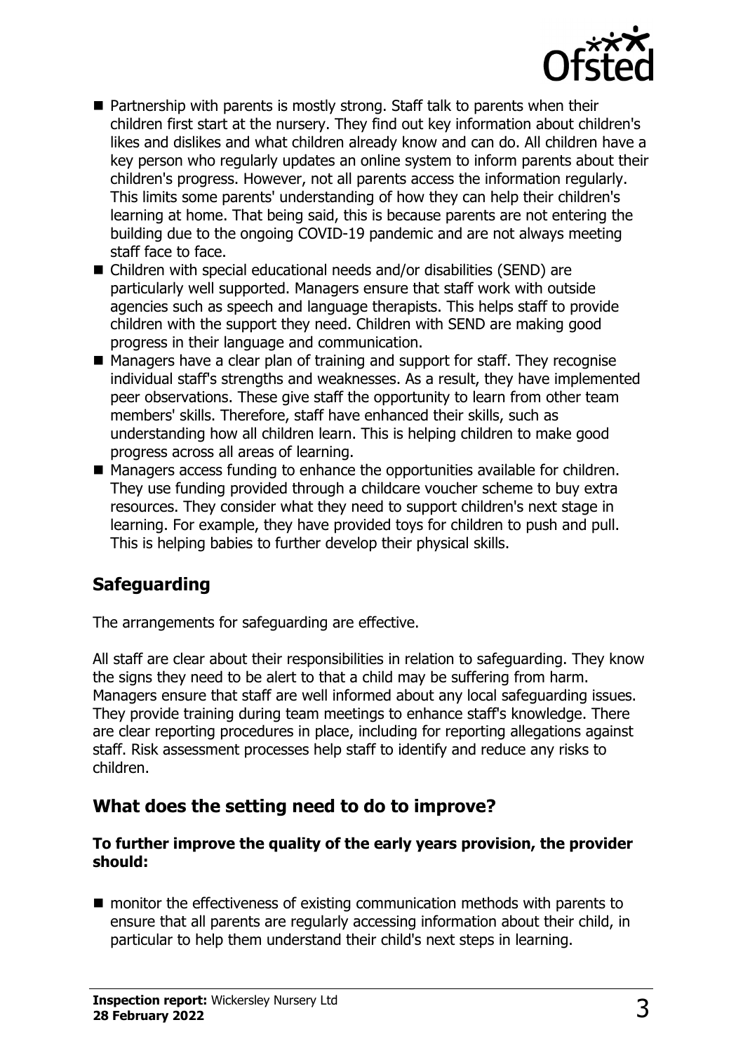- Partnership with parents is mostly strong. Staff talk to parents when their children first start at the nursery. They find out key information about children's likes and dislikes and what children already know and can do. All children have a key person who regularly updates an online system to inform parents about their children's progress. However, not all parents access the information regularly. This limits some parents' understanding of how they can help their children's learning at home. That being said, this is because parents are not entering the building due to the ongoing COVID-19 pandemic and are not always meeting staff face to face.
- Children with special educational needs and/or disabilities (SEND) are particularly well supported. Managers ensure that staff work with outside agencies such as speech and language therapists. This helps staff to provide children with the support they need. Children with SEND are making good progress in their language and communication.
- Managers have a clear plan of training and support for staff. They recognise individual staff's strengths and weaknesses. As a result, they have implemented peer observations. These give staff the opportunity to learn from other team members' skills. Therefore, staff have enhanced their skills, such as understanding how all children learn. This is helping children to make good progress across all areas of learning.
- Managers access funding to enhance the opportunities available for children. They use funding provided through a childcare voucher scheme to buy extra resources. They consider what they need to support children's next stage in learning. For example, they have provided toys for children to push and pull. This is helping babies to further develop their physical skills.

## Safeguarding

The arrangements for safeguarding are effective.

All staff are clear about their responsibilities in relation to safeguarding. They know the signs they need to be alert to that a child may be suffering from harm. Managers ensure that staff are well informed about any local safeguarding issues. They provide training during team meetings to enhance staff's knowledge. There are clear reporting procedures in place, including for reporting allegations against staff. Risk assessment processes help staff to identify and reduce any risks to children.

## What does the setting need to do to improve?

**To further improve the quality of the early years provision, the provider should:**

- monitor the effectiveness of existing communication methods with parents to ensure that all parents are regularly accessing information about their child, in particular to help them understand their child's next steps in learning.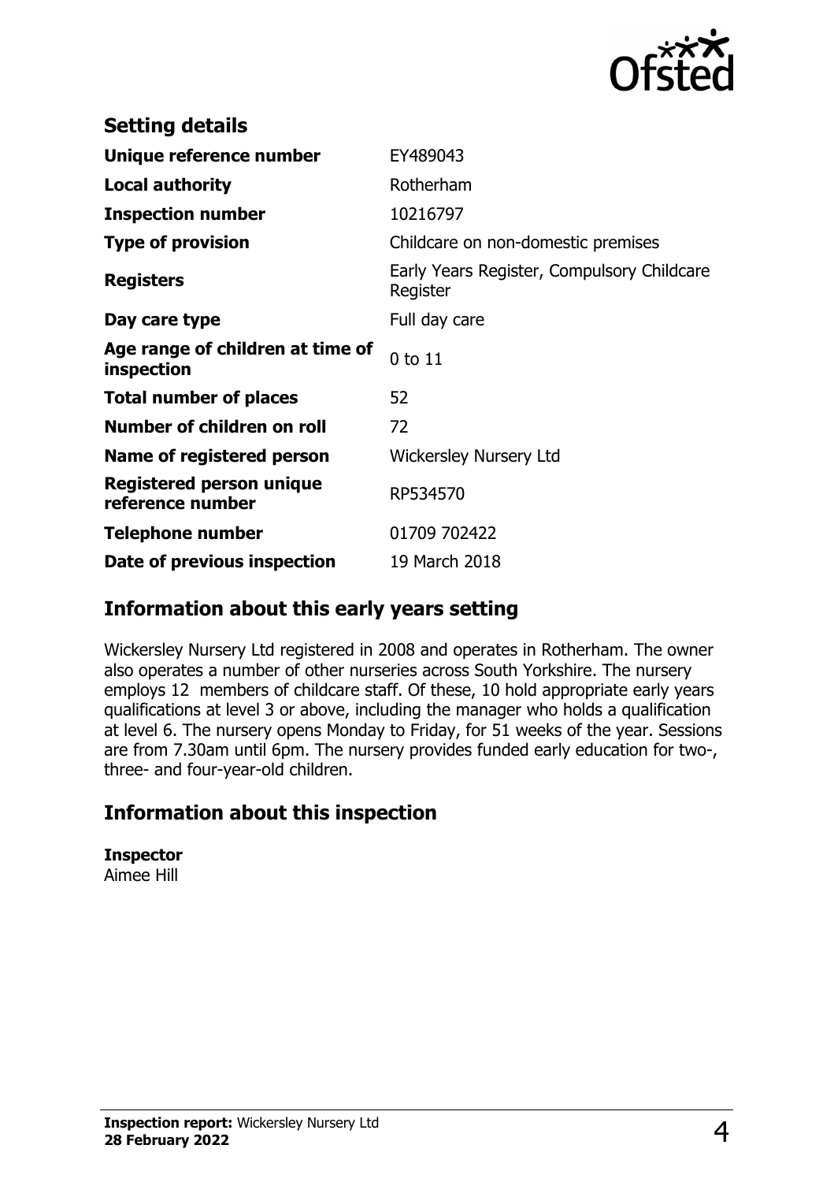## Setting details

| | |
|---|---|
| **Unique reference number** | EY489043 |
| **Local authority** | Rotherham |
| **Inspection number** | 10216797 |
| **Type of provision** | Childcare on non-domestic premises |
| **Registers** | Early Years Register, Compulsory Childcare Register |
| **Day care type** | Full day care |
| **Age range of children at time of inspection** | 0 to 11 |
| **Total number of places** | 52 |
| **Number of children on roll** | 72 |
| **Name of registered person** | Wickersley Nursery Ltd |
| **Registered person unique reference number** | RP534570 |
| **Telephone number** | 01709 702422 |
| **Date of previous inspection** | 19 March 2018 |

## Information about this early years setting

Wickersley Nursery Ltd registered in 2008 and operates in Rotherham. The owner also operates a number of other nurseries across South Yorkshire. The nursery employs 12 members of childcare staff. Of these, 10 hold appropriate early years qualifications at level 3 or above, including the manager who holds a qualification at level 6. The nursery opens Monday to Friday, for 51 weeks of the year. Sessions are from 7.30am until 6pm. The nursery provides funded early education for two-, three- and four-year-old children.

## Information about this inspection

**Inspector**
Aimee Hill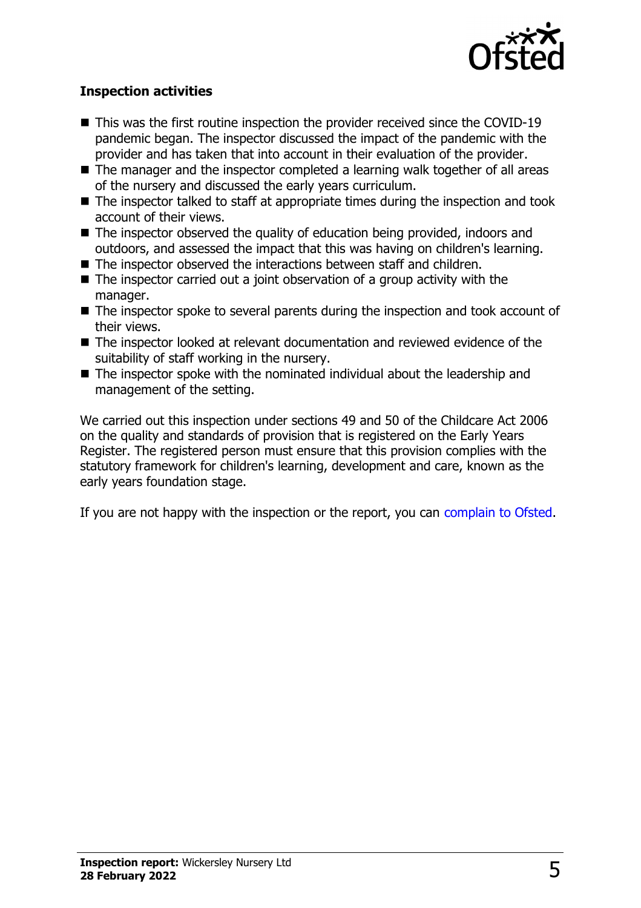### Inspection activities

- This was the first routine inspection the provider received since the COVID-19 pandemic began. The inspector discussed the impact of the pandemic with the provider and has taken that into account in their evaluation of the provider.
- The manager and the inspector completed a learning walk together of all areas of the nursery and discussed the early years curriculum.
- The inspector talked to staff at appropriate times during the inspection and took account of their views.
- The inspector observed the quality of education being provided, indoors and outdoors, and assessed the impact that this was having on children's learning.
- The inspector observed the interactions between staff and children.
- The inspector carried out a joint observation of a group activity with the manager.
- The inspector spoke to several parents during the inspection and took account of their views.
- The inspector looked at relevant documentation and reviewed evidence of the suitability of staff working in the nursery.
- The inspector spoke with the nominated individual about the leadership and management of the setting.

We carried out this inspection under sections 49 and 50 of the Childcare Act 2006 on the quality and standards of provision that is registered on the Early Years Register. The registered person must ensure that this provision complies with the statutory framework for children's learning, development and care, known as the early years foundation stage.

If you are not happy with the inspection or the report, you can complain to Ofsted.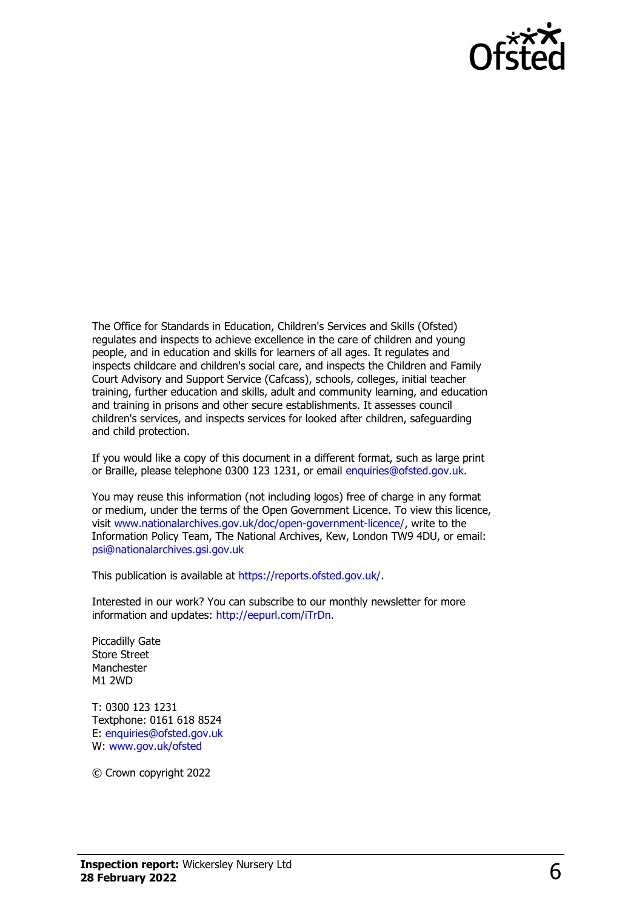The Office for Standards in Education, Children's Services and Skills (Ofsted) regulates and inspects to achieve excellence in the care of children and young people, and in education and skills for learners of all ages. It regulates and inspects childcare and children's social care, and inspects the Children and Family Court Advisory and Support Service (Cafcass), schools, colleges, initial teacher training, further education and skills, adult and community learning, and education and training in prisons and other secure establishments. It assesses council children's services, and inspects services for looked after children, safeguarding and child protection.

If you would like a copy of this document in a different format, such as large print or Braille, please telephone 0300 123 1231, or email enquiries@ofsted.gov.uk.

You may reuse this information (not including logos) free of charge in any format or medium, under the terms of the Open Government Licence. To view this licence, visit www.nationalarchives.gov.uk/doc/open-government-licence/, write to the Information Policy Team, The National Archives, Kew, London TW9 4DU, or email: psi@nationalarchives.gsi.gov.uk

This publication is available at https://reports.ofsted.gov.uk/.

Interested in our work? You can subscribe to our monthly newsletter for more information and updates: http://eepurl.com/iTrDn.

Piccadilly Gate
Store Street
Manchester
M1 2WD

T: 0300 123 1231
Textphone: 0161 618 8524
E: enquiries@ofsted.gov.uk
W: www.gov.uk/ofsted

© Crown copyright 2022